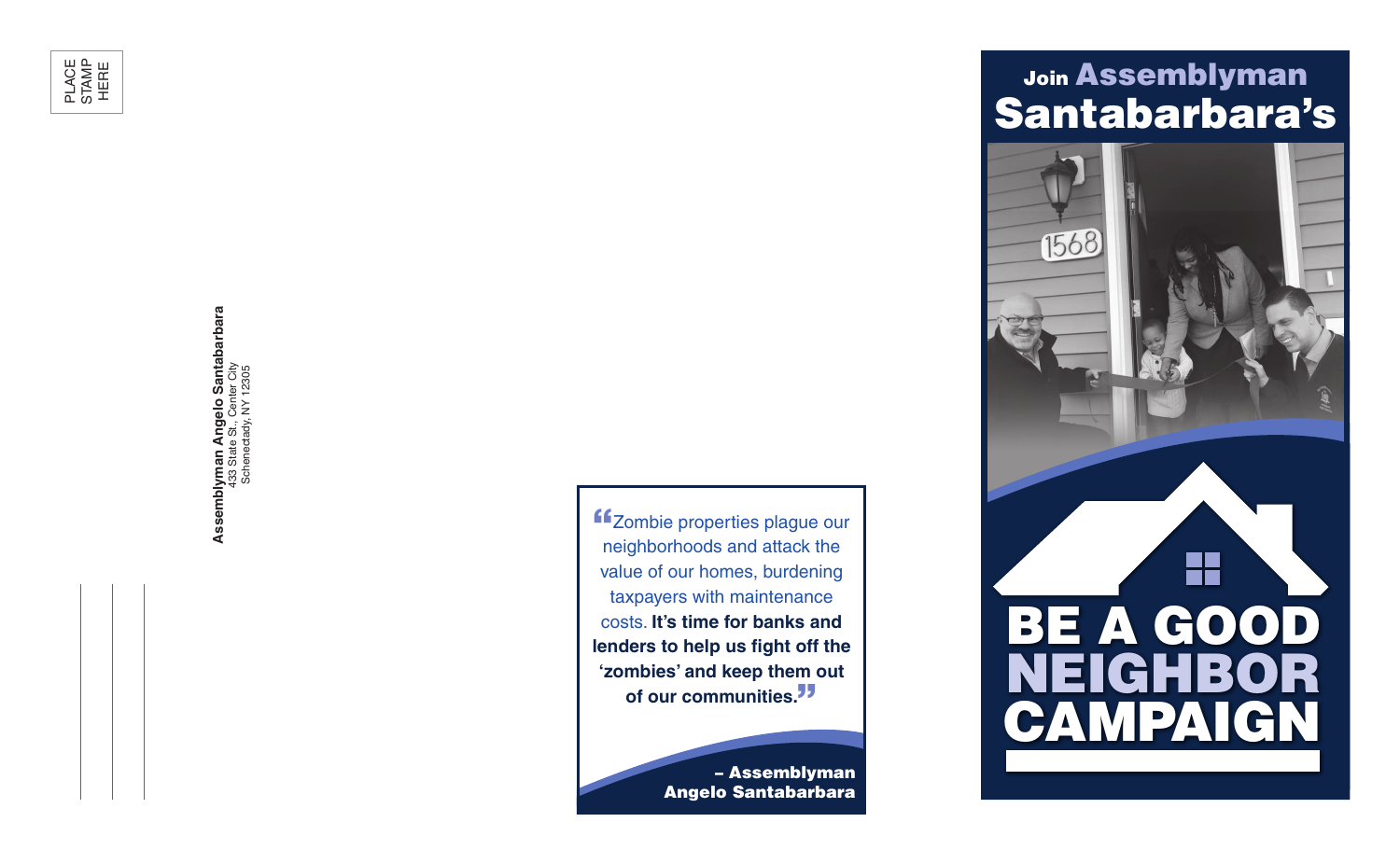PLACE STAMP HERE

**Assemblyman Angelo Santabarbara**
433 State St., Center City
Schenectady, NY 12305

"Zombie properties plague our neighborhoods and attack the value of our homes, burdening taxpayers with maintenance costs. **It's time for banks and lenders to help us fight off the 'zombies' and keep them out of our communities.**"

**– Assemblyman Angelo Santabarbara**

# Join Assemblyman Santabarbara's

# BE A GOOD NEIGHBOR CAMPAIGN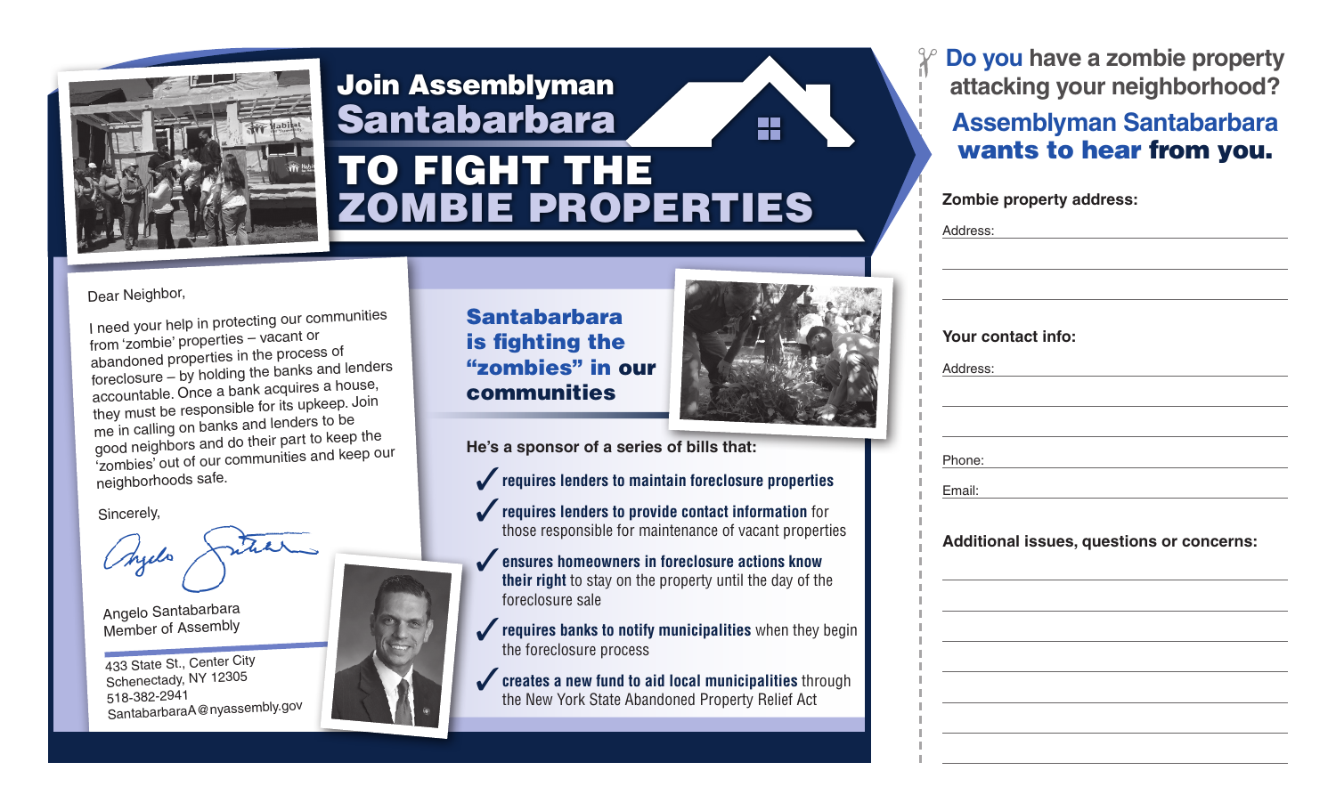# Join Assemblyman Santabarbara TO FIGHT THE ZOMBIE PROPERTIES

Dear Neighbor,

I need your help in protecting our communities from 'zombie' properties – vacant or abandoned properties in the process of foreclosure – by holding the banks and lenders accountable. Once a bank acquires a house, they must be responsible for its upkeep. Join me in calling on banks and lenders to be good neighbors and do their part to keep the 'zombies' out of our communities and keep our neighborhoods safe.

Sincerely,

Angelo Santabarbara
Member of Assembly

433 State St., Center City
Schenectady, NY 12305
518-382-2941
SantabarbaraA@nyassembly.gov

## Santabarbara is fighting the "zombies" in our communities

**He's a sponsor of a series of bills that:**

- ✓ **requires lenders to maintain foreclosure properties**
- ✓ **requires lenders to provide contact information** for those responsible for maintenance of vacant properties
- ✓ **ensures homeowners in foreclosure actions know their right** to stay on the property until the day of the foreclosure sale
- ✓ **requires banks to notify municipalities** when they begin the foreclosure process
- ✓ **creates a new fund to aid local municipalities** through the New York State Abandoned Property Relief Act

## Do you have a zombie property attacking your neighborhood?

## Assemblyman Santabarbara wants to hear from you.

**Zombie property address:**

Address: ______________________

______________________

______________________

**Your contact info:**

Address: ______________________

______________________

______________________

Phone: ______________________

Email: ______________________

**Additional issues, questions or concerns:**

______________________

______________________

______________________

______________________

______________________

______________________

______________________